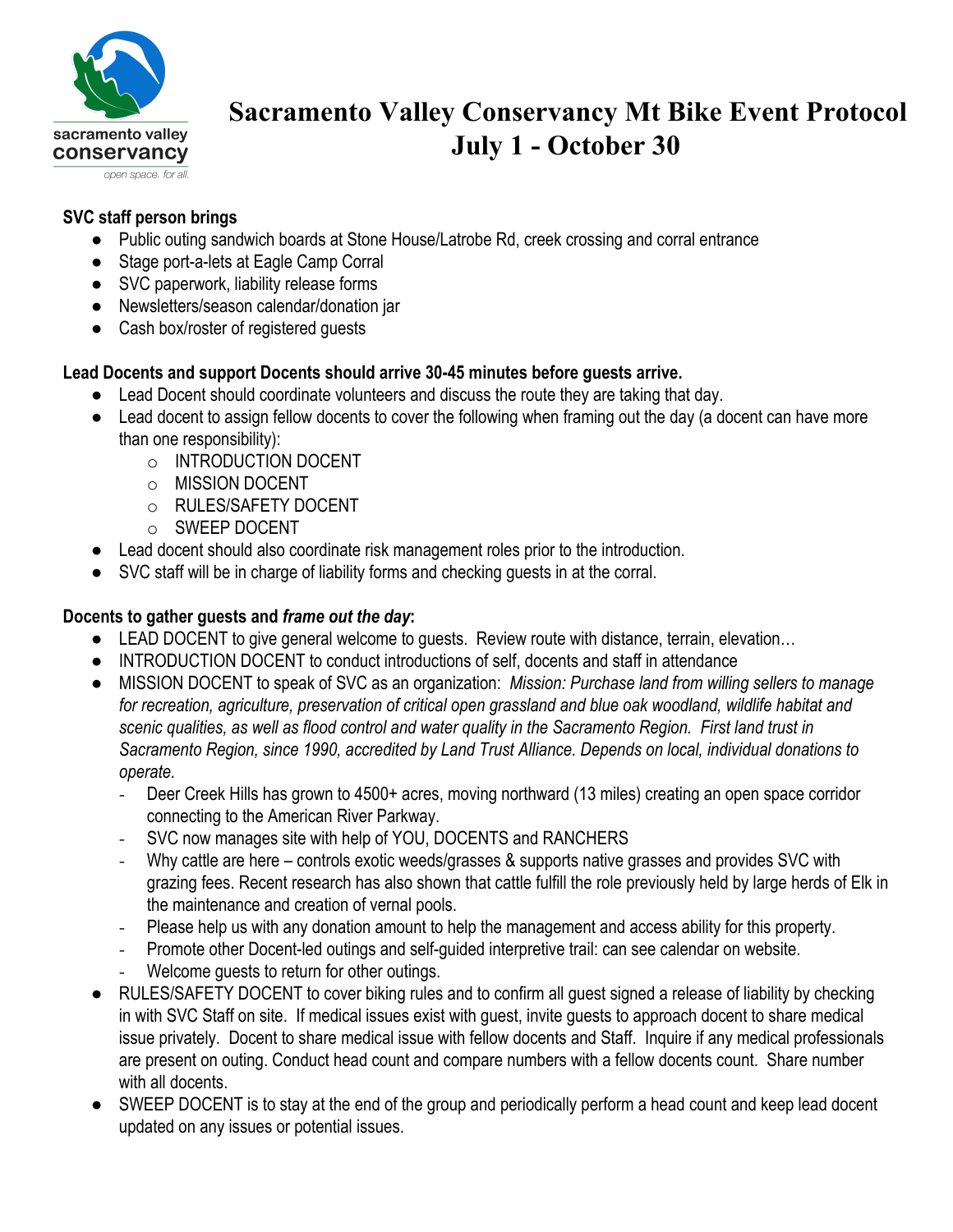# Sacramento Valley Conservancy Mt Bike Event Protocol July 1 - October 30

**SVC staff person brings**

- Public outing sandwich boards at Stone House/Latrobe Rd, creek crossing and corral entrance
- Stage port-a-lets at Eagle Camp Corral
- SVC paperwork, liability release forms
- Newsletters/season calendar/donation jar
- Cash box/roster of registered guests

**Lead Docents and support Docents should arrive 30-45 minutes before guests arrive.**

- Lead Docent should coordinate volunteers and discuss the route they are taking that day.
- Lead docent to assign fellow docents to cover the following when framing out the day (a docent can have more than one responsibility):
  - INTRODUCTION DOCENT
  - MISSION DOCENT
  - RULES/SAFETY DOCENT
  - SWEEP DOCENT
- Lead docent should also coordinate risk management roles prior to the introduction.
- SVC staff will be in charge of liability forms and checking guests in at the corral.

**Docents to gather guests and *frame out the day*:**

- LEAD DOCENT to give general welcome to guests. Review route with distance, terrain, elevation…
- INTRODUCTION DOCENT to conduct introductions of self, docents and staff in attendance
- MISSION DOCENT to speak of SVC as an organization: *Mission: Purchase land from willing sellers to manage for recreation, agriculture, preservation of critical open grassland and blue oak woodland, wildlife habitat and scenic qualities, as well as flood control and water quality in the Sacramento Region. First land trust in Sacramento Region, since 1990, accredited by Land Trust Alliance. Depends on local, individual donations to operate.*
  - Deer Creek Hills has grown to 4500+ acres, moving northward (13 miles) creating an open space corridor connecting to the American River Parkway.
  - SVC now manages site with help of YOU, DOCENTS and RANCHERS
  - Why cattle are here – controls exotic weeds/grasses & supports native grasses and provides SVC with grazing fees. Recent research has also shown that cattle fulfill the role previously held by large herds of Elk in the maintenance and creation of vernal pools.
  - Please help us with any donation amount to help the management and access ability for this property.
  - Promote other Docent-led outings and self-guided interpretive trail: can see calendar on website.
  - Welcome guests to return for other outings.
- RULES/SAFETY DOCENT to cover biking rules and to confirm all guest signed a release of liability by checking in with SVC Staff on site. If medical issues exist with guest, invite guests to approach docent to share medical issue privately. Docent to share medical issue with fellow docents and Staff. Inquire if any medical professionals are present on outing. Conduct head count and compare numbers with a fellow docents count. Share number with all docents.
- SWEEP DOCENT is to stay at the end of the group and periodically perform a head count and keep lead docent updated on any issues or potential issues.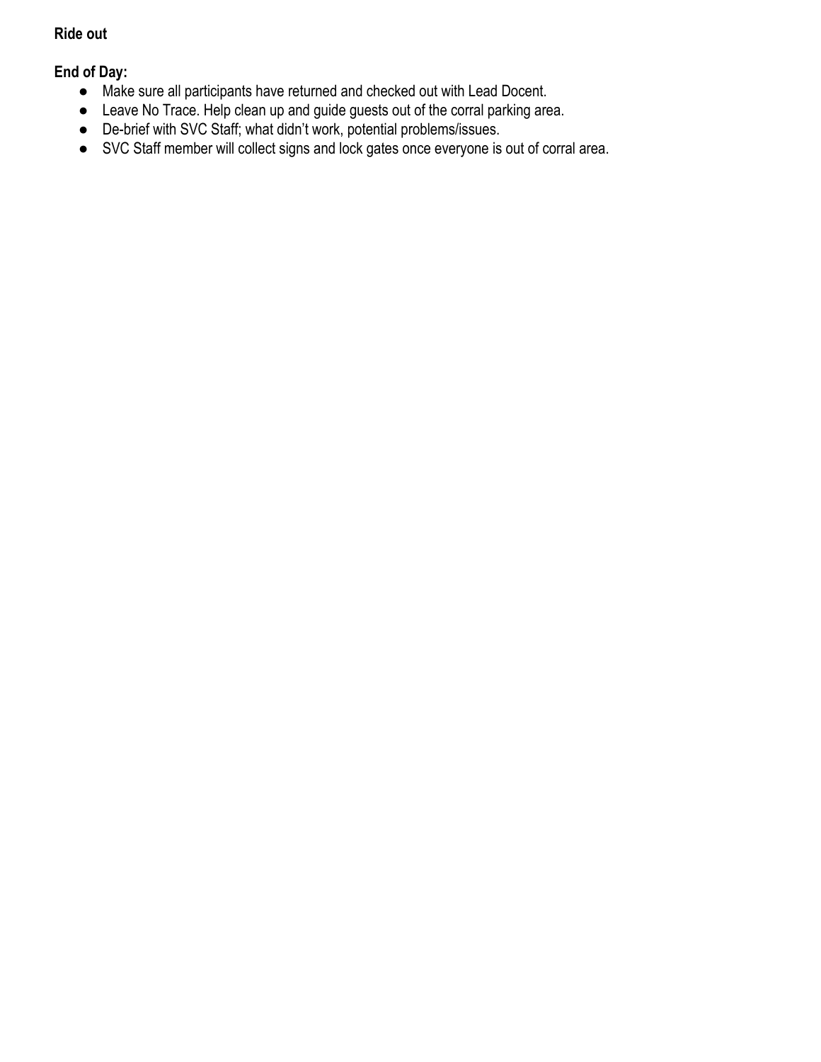**Ride out**

**End of Day:**

- Make sure all participants have returned and checked out with Lead Docent.
- Leave No Trace. Help clean up and guide guests out of the corral parking area.
- De-brief with SVC Staff; what didn't work, potential problems/issues.
- SVC Staff member will collect signs and lock gates once everyone is out of corral area.